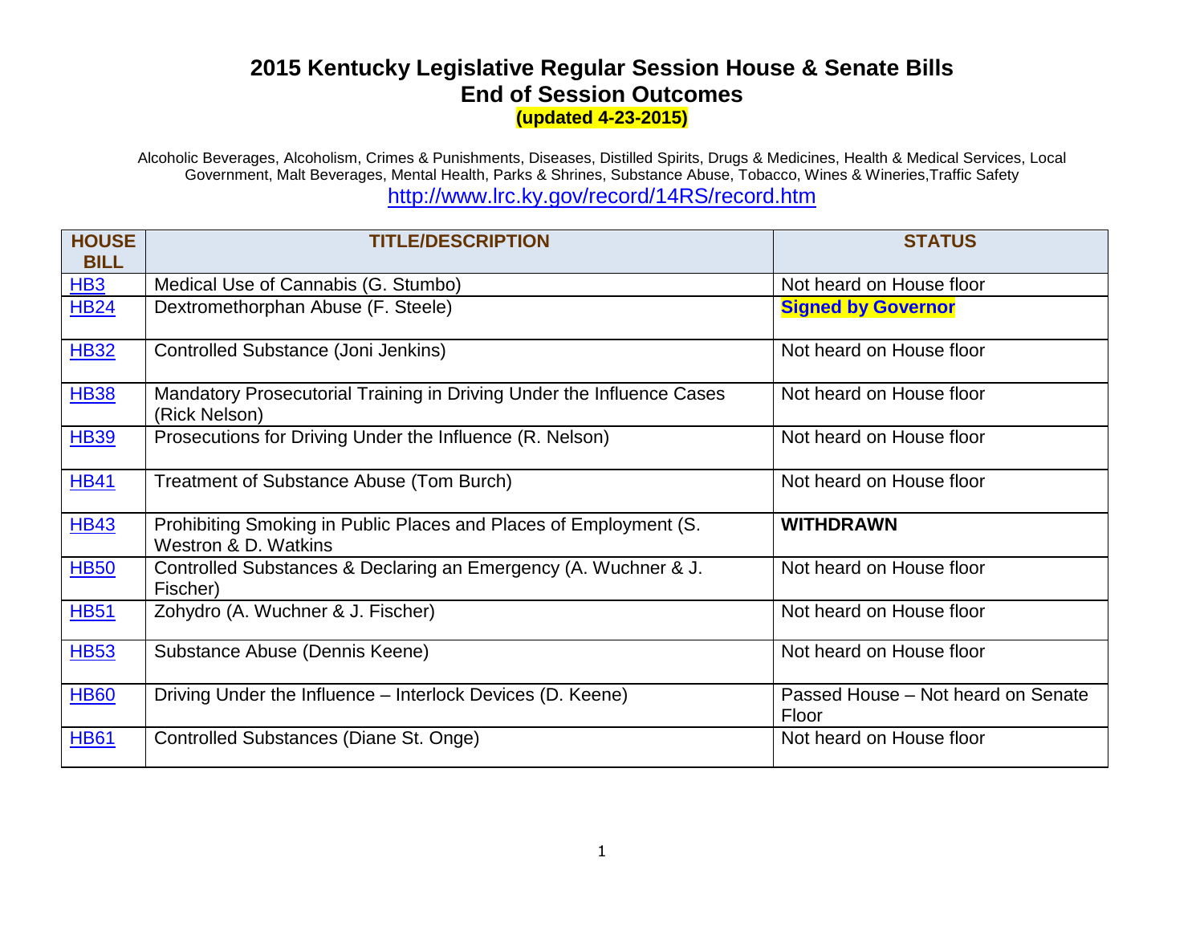# 2015 Kentucky Legislative Regular Session House & Senate Bills
## End of Session Outcomes
**(updated 4-23-2015)**

Alcoholic Beverages, Alcoholism, Crimes & Punishments, Diseases, Distilled Spirits, Drugs & Medicines, Health & Medical Services, Local Government, Malt Beverages, Mental Health, Parks & Shrines, Substance Abuse, Tobacco, Wines & Wineries,Traffic Safety

http://www.lrc.ky.gov/record/14RS/record.htm

| HOUSE BILL | TITLE/DESCRIPTION | STATUS |
|---|---|---|
| HB3 | Medical Use of Cannabis (G. Stumbo) | Not heard on House floor |
| HB24 | Dextromethorphan Abuse (F. Steele) | **Signed by Governor** |
| HB32 | Controlled Substance (Joni Jenkins) | Not heard on House floor |
| HB38 | Mandatory Prosecutorial Training in Driving Under the Influence Cases (Rick Nelson) | Not heard on House floor |
| HB39 | Prosecutions for Driving Under the Influence (R. Nelson) | Not heard on House floor |
| HB41 | Treatment of Substance Abuse (Tom Burch) | Not heard on House floor |
| HB43 | Prohibiting Smoking in Public Places and Places of Employment (S. Westron & D. Watkins | **WITHDRAWN** |
| HB50 | Controlled Substances & Declaring an Emergency (A. Wuchner & J. Fischer) | Not heard on House floor |
| HB51 | Zohydro (A. Wuchner & J. Fischer) | Not heard on House floor |
| HB53 | Substance Abuse (Dennis Keene) | Not heard on House floor |
| HB60 | Driving Under the Influence – Interlock Devices (D. Keene) | Passed House – Not heard on Senate Floor |
| HB61 | Controlled Substances (Diane St. Onge) | Not heard on House floor |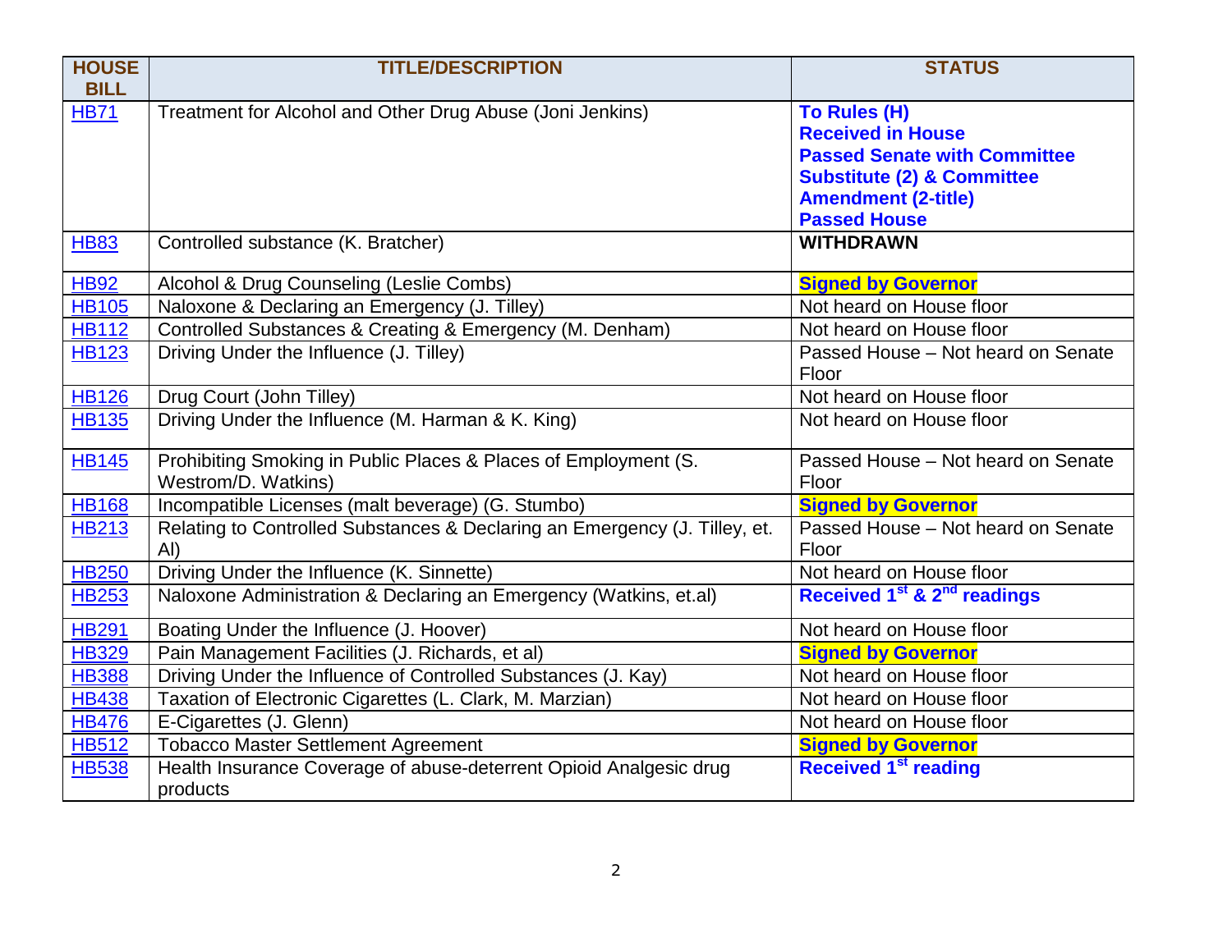| HOUSE BILL | TITLE/DESCRIPTION | STATUS |
|---|---|---|
| HB71 | Treatment for Alcohol and Other Drug Abuse (Joni Jenkins) | **To Rules (H)**<br>**Received in House**<br>**Passed Senate with Committee Substitute (2) & Committee Amendment (2-title)**<br>**Passed House** |
| HB83 | Controlled substance (K. Bratcher) | **WITHDRAWN** |
| HB92 | Alcohol & Drug Counseling (Leslie Combs) | **Signed by Governor** |
| HB105 | Naloxone & Declaring an Emergency (J. Tilley) | Not heard on House floor |
| HB112 | Controlled Substances & Creating & Emergency (M. Denham) | Not heard on House floor |
| HB123 | Driving Under the Influence (J. Tilley) | Passed House – Not heard on Senate Floor |
| HB126 | Drug Court (John Tilley) | Not heard on House floor |
| HB135 | Driving Under the Influence (M. Harman & K. King) | Not heard on House floor |
| HB145 | Prohibiting Smoking in Public Places & Places of Employment (S. Westrom/D. Watkins) | Passed House – Not heard on Senate Floor |
| HB168 | Incompatible Licenses (malt beverage) (G. Stumbo) | **Signed by Governor** |
| HB213 | Relating to Controlled Substances & Declaring an Emergency (J. Tilley, et. Al) | Passed House – Not heard on Senate Floor |
| HB250 | Driving Under the Influence (K. Sinnette) | Not heard on House floor |
| HB253 | Naloxone Administration & Declaring an Emergency (Watkins, et.al) | **Received 1st & 2nd readings** |
| HB291 | Boating Under the Influence (J. Hoover) | Not heard on House floor |
| HB329 | Pain Management Facilities (J. Richards, et al) | **Signed by Governor** |
| HB388 | Driving Under the Influence of Controlled Substances (J. Kay) | Not heard on House floor |
| HB438 | Taxation of Electronic Cigarettes (L. Clark, M. Marzian) | Not heard on House floor |
| HB476 | E-Cigarettes (J. Glenn) | Not heard on House floor |
| HB512 | Tobacco Master Settlement Agreement | **Signed by Governor** |
| HB538 | Health Insurance Coverage of abuse-deterrent Opioid Analgesic drug products | **Received 1st reading** |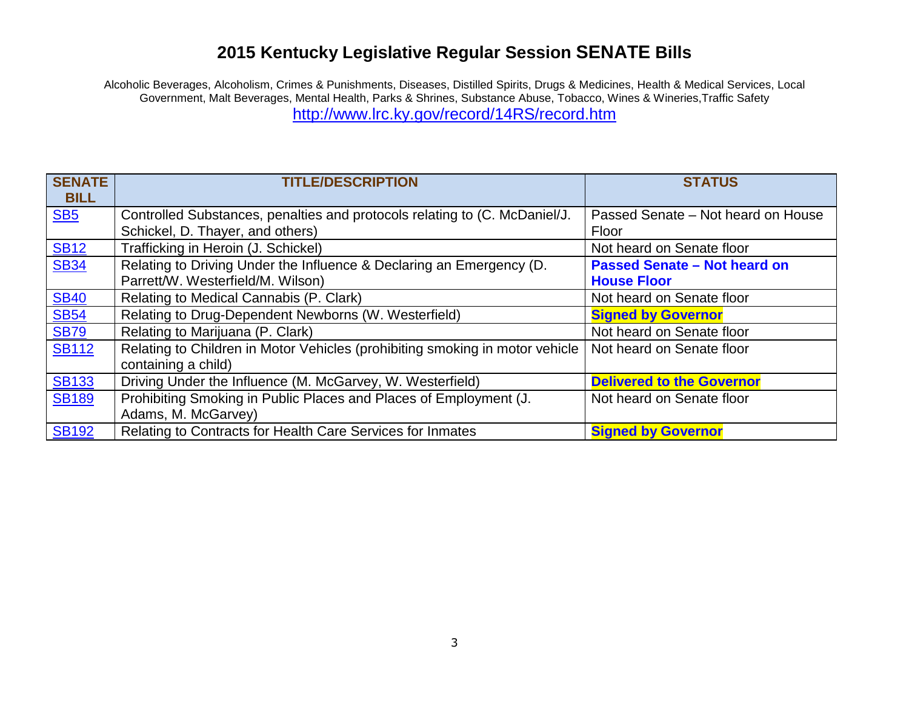# 2015 Kentucky Legislative Regular Session SENATE Bills

Alcoholic Beverages, Alcoholism, Crimes & Punishments, Diseases, Distilled Spirits, Drugs & Medicines, Health & Medical Services, Local Government, Malt Beverages, Mental Health, Parks & Shrines, Substance Abuse, Tobacco, Wines & Wineries,Traffic Safety

http://www.lrc.ky.gov/record/14RS/record.htm

| SENATE BILL | TITLE/DESCRIPTION | STATUS |
|---|---|---|
| SB5 | Controlled Substances, penalties and protocols relating to (C. McDaniel/J. Schickel, D. Thayer, and others) | Passed Senate – Not heard on House Floor |
| SB12 | Trafficking in Heroin (J. Schickel) | Not heard on Senate floor |
| SB34 | Relating to Driving Under the Influence & Declaring an Emergency (D. Parrett/W. Westerfield/M. Wilson) | **Passed Senate – Not heard on House Floor** |
| SB40 | Relating to Medical Cannabis (P. Clark) | Not heard on Senate floor |
| SB54 | Relating to Drug-Dependent Newborns (W. Westerfield) | **Signed by Governor** |
| SB79 | Relating to Marijuana (P. Clark) | Not heard on Senate floor |
| SB112 | Relating to Children in Motor Vehicles (prohibiting smoking in motor vehicle containing a child) | Not heard on Senate floor |
| SB133 | Driving Under the Influence (M. McGarvey, W. Westerfield) | **Delivered to the Governor** |
| SB189 | Prohibiting Smoking in Public Places and Places of Employment (J. Adams, M. McGarvey) | Not heard on Senate floor |
| SB192 | Relating to Contracts for Health Care Services for Inmates | **Signed by Governor** |